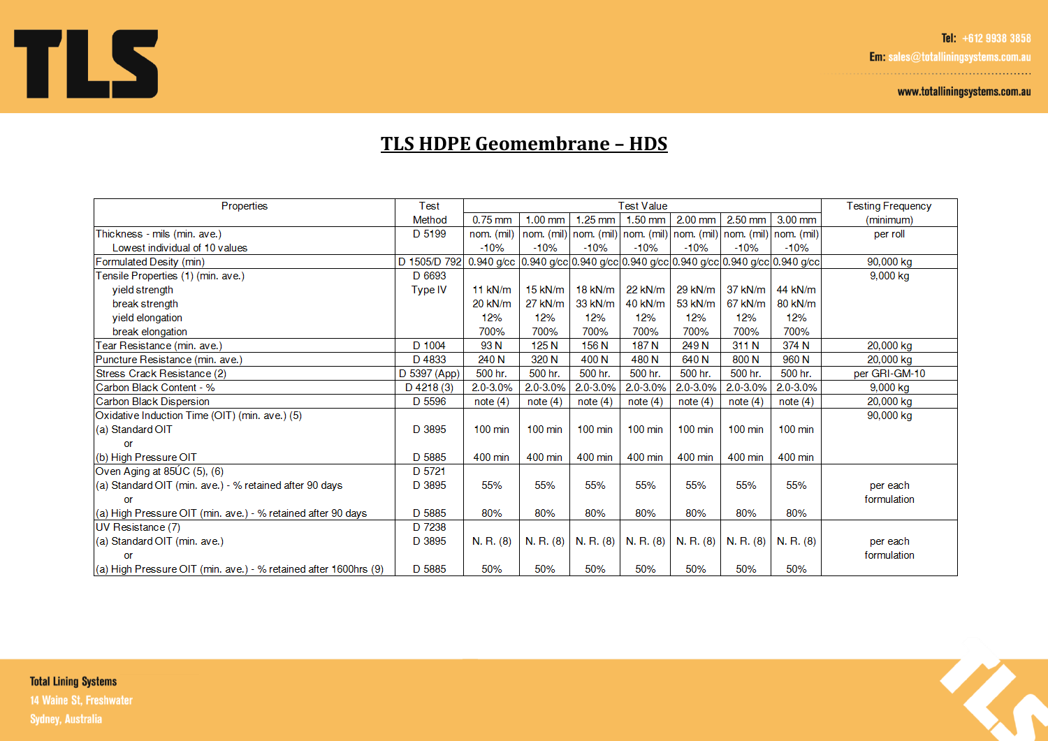TLS

Tel: +612 9938 3858
Em: sales@totalliningsystems.com.au
www.totalliningsystems.com.au

# TLS HDPE Geomembrane – HDS

| Properties | Test Method | Test Value | | | | | | | Testing Frequency (minimum) |
|---|---|---|---|---|---|---|---|---|---|
| | | 0.75 mm | 1.00 mm | 1.25 mm | 1.50 mm | 2.00 mm | 2.50 mm | 3.00 mm | |
| Thickness - mils (min. ave.)<br>Lowest individual of 10 values | D 5199 | nom. (mil)<br>-10% | nom. (mil)<br>-10% | nom. (mil)<br>-10% | nom. (mil)<br>-10% | nom. (mil)<br>-10% | nom. (mil)<br>-10% | nom. (mil)<br>-10% | per roll |
| Formulated Desity (min) | D 1505/D 792 | 0.940 g/cc | 0.940 g/cc | 0.940 g/cc | 0.940 g/cc | 0.940 g/cc | 0.940 g/cc | 0.940 g/cc | 90,000 kg |
| Tensile Properties (1) (min. ave.)<br>yield strength<br>break strength<br>yield elongation<br>break elongation | D 6693<br>Type IV | <br>11 kN/m<br>20 kN/m<br>12%<br>700% | <br>15 kN/m<br>27 kN/m<br>12%<br>700% | <br>18 kN/m<br>33 kN/m<br>12%<br>700% | <br>22 kN/m<br>40 kN/m<br>12%<br>700% | <br>29 kN/m<br>53 kN/m<br>12%<br>700% | <br>37 kN/m<br>67 kN/m<br>12%<br>700% | <br>44 kN/m<br>80 kN/m<br>12%<br>700% | 9,000 kg |
| Tear Resistance (min. ave.) | D 1004 | 93 N | 125 N | 156 N | 187 N | 249 N | 311 N | 374 N | 20,000 kg |
| Puncture Resistance (min. ave.) | D 4833 | 240 N | 320 N | 400 N | 480 N | 640 N | 800 N | 960 N | 20,000 kg |
| Stress Crack Resistance (2) | D 5397 (App) | 500 hr. | 500 hr. | 500 hr. | 500 hr. | 500 hr. | 500 hr. | 500 hr. | per GRI-GM-10 |
| Carbon Black Content - % | D 4218 (3) | 2.0-3.0% | 2.0-3.0% | 2.0-3.0% | 2.0-3.0% | 2.0-3.0% | 2.0-3.0% | 2.0-3.0% | 9,000 kg |
| Carbon Black Dispersion | D 5596 | note (4) | note (4) | note (4) | note (4) | note (4) | note (4) | note (4) | 20,000 kg |
| Oxidative Induction Time (OIT) (min. ave.) (5)<br>(a) Standard OIT<br>or<br>(b) High Pressure OIT | <br>D 3895<br><br>D 5885 | <br>100 min<br><br>400 min | <br>100 min<br><br>400 min | <br>100 min<br><br>400 min | <br>100 min<br><br>400 min | <br>100 min<br><br>400 min | <br>100 min<br><br>400 min | <br>100 min<br><br>400 min | 90,000 kg |
| Oven Aging at 85ÚC (5), (6)<br>(a) Standard OIT (min. ave.) - % retained after 90 days<br>or<br>(a) High Pressure OIT (min. ave.) - % retained after 90 days | D 5721<br>D 3895<br><br>D 5885 | <br>55%<br><br>80% | <br>55%<br><br>80% | <br>55%<br><br>80% | <br>55%<br><br>80% | <br>55%<br><br>80% | <br>55%<br><br>80% | <br>55%<br><br>80% | per each formulation |
| UV Resistance (7)<br>(a) Standard OIT (min. ave.)<br>or<br>(a) High Pressure OIT (min. ave.) - % retained after 1600hrs (9) | D 7238<br>D 3895<br><br>D 5885 | <br>N. R. (8)<br><br>50% | <br>N. R. (8)<br><br>50% | <br>N. R. (8)<br><br>50% | <br>N. R. (8)<br><br>50% | <br>N. R. (8)<br><br>50% | <br>N. R. (8)<br><br>50% | <br>N. R. (8)<br><br>50% | per each formulation |

Total Lining Systems
14 Waine St, Freshwater
Sydney, Australia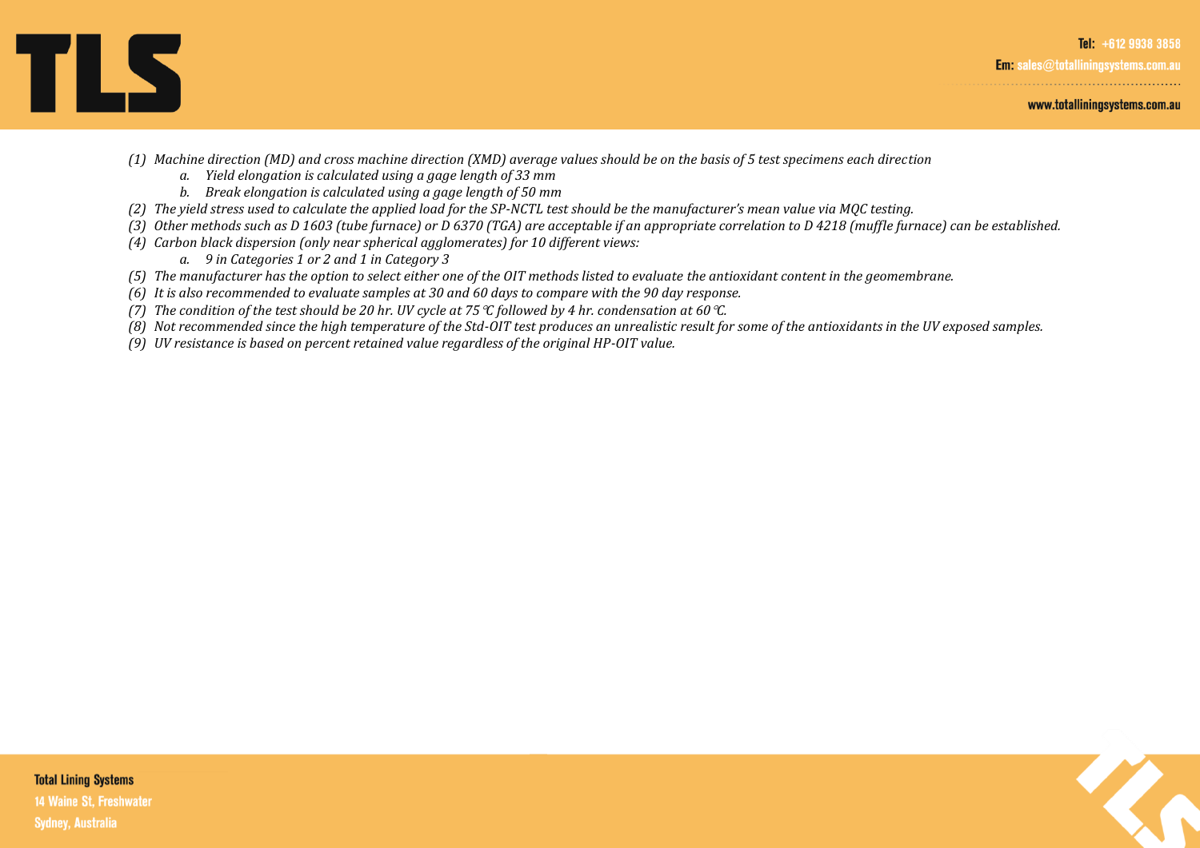*(1) Machine direction (MD) and cross machine direction (XMD) average values should be on the basis of 5 test specimens each direction*

*a. Yield elongation is calculated using a gage length of 33 mm*

*b. Break elongation is calculated using a gage length of 50 mm*

*(2) The yield stress used to calculate the applied load for the SP-NCTL test should be the manufacturer's mean value via MQC testing.*

*(3) Other methods such as D 1603 (tube furnace) or D 6370 (TGA) are acceptable if an appropriate correlation to D 4218 (muffle furnace) can be established.*

*(4) Carbon black dispersion (only near spherical agglomerates) for 10 different views:*

*a. 9 in Categories 1 or 2 and 1 in Category 3*

*(5) The manufacturer has the option to select either one of the OIT methods listed to evaluate the antioxidant content in the geomembrane.*

*(6) It is also recommended to evaluate samples at 30 and 60 days to compare with the 90 day response.*

*(7) The condition of the test should be 20 hr. UV cycle at 75 ℃ followed by 4 hr. condensation at 60 ℃.*

*(8) Not recommended since the high temperature of the Std-OIT test produces an unrealistic result for some of the antioxidants in the UV exposed samples.*

*(9) UV resistance is based on percent retained value regardless of the original HP-OIT value.*